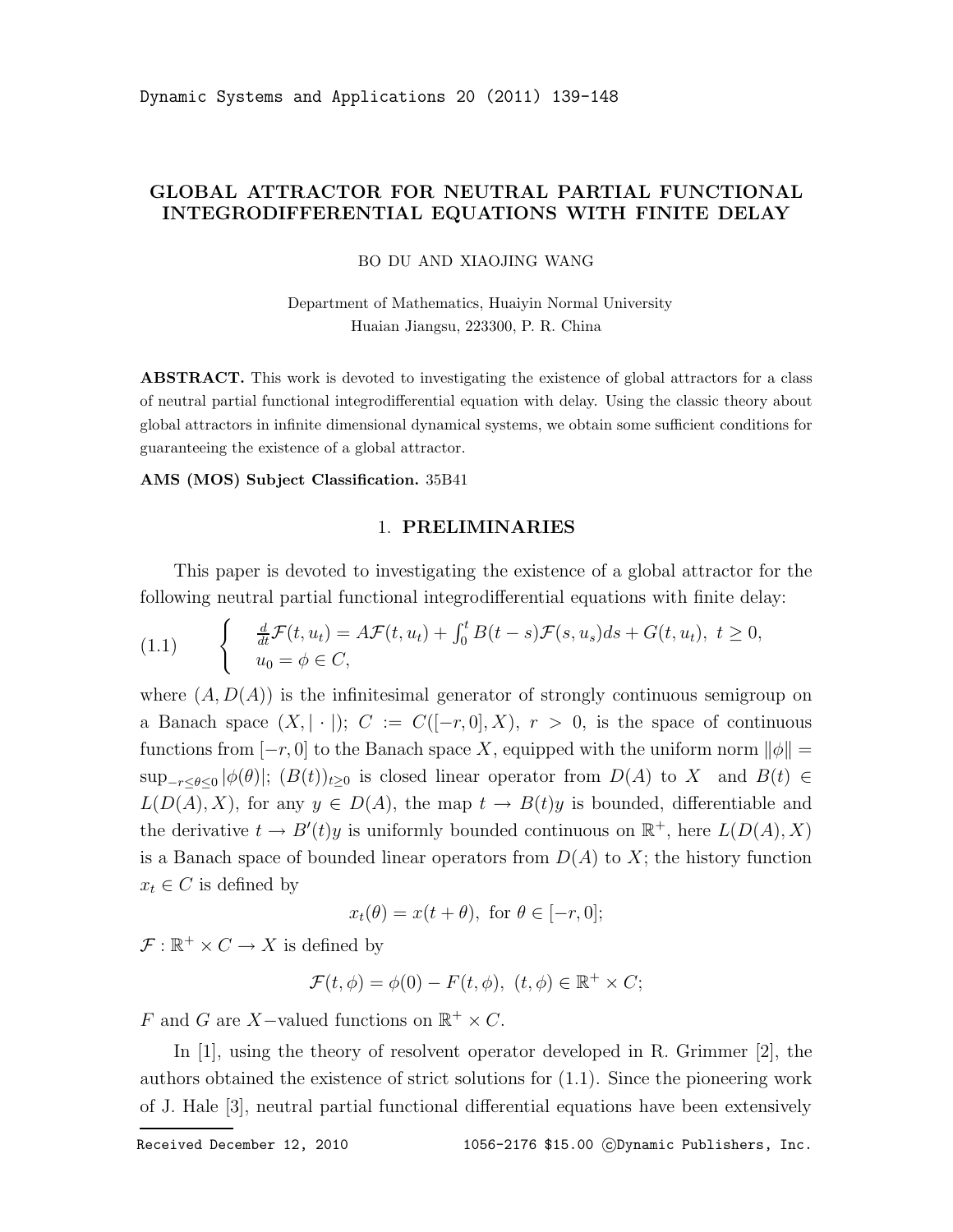# GLOBAL ATTRACTOR FOR NEUTRAL PARTIAL FUNCTIONAL INTEGRODIFFERENTIAL EQUATIONS WITH FINITE DELAY

BO DU AND XIAOJING WANG

Department of Mathematics, Huaiyin Normal University
Huaian Jiangsu, 223300, P. R. China

**ABSTRACT.** This work is devoted to investigating the existence of global attractors for a class of neutral partial functional integrodifferential equation with delay. Using the classic theory about global attractors in infinite dimensional dynamical systems, we obtain some sufficient conditions for guaranteeing the existence of a global attractor.

**AMS (MOS) Subject Classification.** 35B41

## 1. PRELIMINARIES

This paper is devoted to investigating the existence of a global attractor for the following neutral partial functional integrodifferential equations with finite delay:

$$
(1.1) \qquad \begin{cases} \frac{d}{dt}\mathcal{F}(t,u_t) = A\mathcal{F}(t,u_t) + \int_0^t B(t-s)\mathcal{F}(s,u_s)ds + G(t,u_t),\ t \geq 0, \\ u_0 = \phi \in C, \end{cases}
$$

where $(A, D(A))$ is the infinitesimal generator of strongly continuous semigroup on a Banach space $(X, |\cdot|)$; $C := C([-r,0], X)$, $r > 0$, is the space of continuous functions from $[-r,0]$ to the Banach space $X$, equipped with the uniform norm $\|\phi\| = \sup_{-r\leq\theta\leq 0} |\phi(\theta)|$; $(B(t))_{t\geq 0}$ is closed linear operator from $D(A)$ to $X$ and $B(t) \in L(D(A), X)$, for any $y \in D(A)$, the map $t \to B(t)y$ is bounded, differentiable and the derivative $t \to B'(t)y$ is uniformly bounded continuous on $\mathbb{R}^+$, here $L(D(A), X)$ is a Banach space of bounded linear operators from $D(A)$ to $X$; the history function $x_t \in C$ is defined by

$$
x_t(\theta) = x(t+\theta),\ \text{for } \theta \in [-r, 0];
$$

$\mathcal{F} : \mathbb{R}^+ \times C \to X$ is defined by

$$
\mathcal{F}(t,\phi) = \phi(0) - F(t,\phi),\ (t,\phi) \in \mathbb{R}^+ \times C;
$$

$F$ and $G$ are $X-$valued functions on $\mathbb{R}^+ \times C$.

In [1], using the theory of resolvent operator developed in R. Grimmer [2], the authors obtained the existence of strict solutions for (1.1). Since the pioneering work of J. Hale [3], neutral partial functional differential equations have been extensively

Received December 12, 2010 1056-2176 \$15.00 ©Dynamic Publishers, Inc.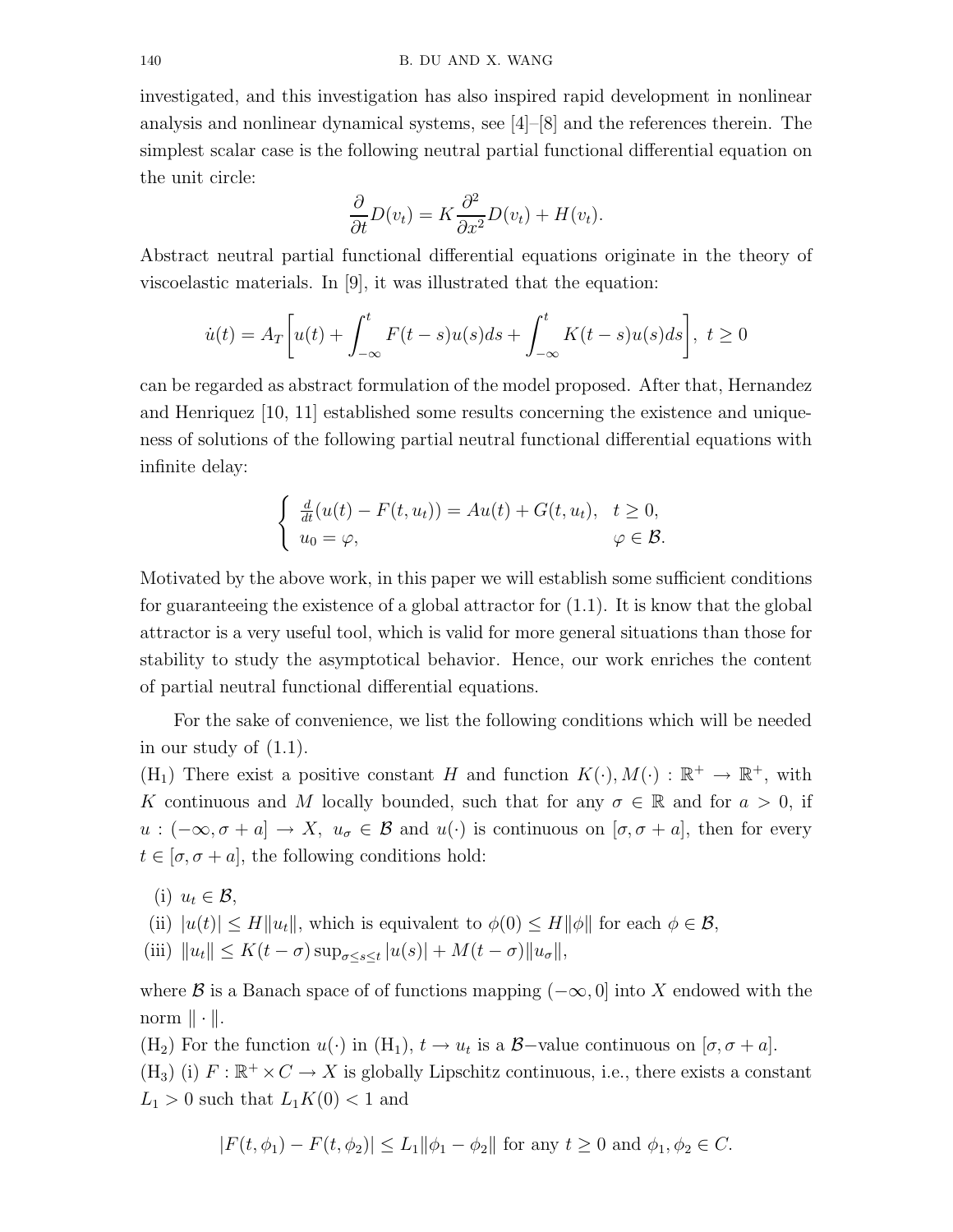investigated, and this investigation has also inspired rapid development in nonlinear analysis and nonlinear dynamical systems, see [4]–[8] and the references therein. The simplest scalar case is the following neutral partial functional differential equation on the unit circle:

$$\frac{\partial}{\partial t}D(v_t) = K\frac{\partial^2}{\partial x^2}D(v_t) + H(v_t).$$

Abstract neutral partial functional differential equations originate in the theory of viscoelastic materials. In [9], it was illustrated that the equation:

$$\dot{u}(t) = A_T\left[u(t) + \int_{-\infty}^{t} F(t-s)u(s)ds + \int_{-\infty}^{t} K(t-s)u(s)ds\right],\ t \geq 0$$

can be regarded as abstract formulation of the model proposed. After that, Hernandez and Henriquez [10, 11] established some results concerning the existence and uniqueness of solutions of the following partial neutral functional differential equations with infinite delay:

$$\begin{cases} \frac{d}{dt}(u(t) - F(t, u_t)) = Au(t) + G(t, u_t), & t \geq 0, \\ u_0 = \varphi, & \varphi \in \mathcal{B}. \end{cases}$$

Motivated by the above work, in this paper we will establish some sufficient conditions for guaranteeing the existence of a global attractor for (1.1). It is know that the global attractor is a very useful tool, which is valid for more general situations than those for stability to study the asymptotical behavior. Hence, our work enriches the content of partial neutral functional differential equations.

For the sake of convenience, we list the following conditions which will be needed in our study of (1.1).

($H_1$) There exist a positive constant $H$ and function $K(\cdot), M(\cdot) : \mathbb{R}^+ \to \mathbb{R}^+$, with $K$ continuous and $M$ locally bounded, such that for any $\sigma \in \mathbb{R}$ and for $a > 0$, if $u : (-\infty, \sigma + a] \to X,\ u_\sigma \in \mathcal{B}$ and $u(\cdot)$ is continuous on $[\sigma, \sigma + a]$, then for every $t \in [\sigma, \sigma + a]$, the following conditions hold:

- (i) $u_t \in \mathcal{B}$,
- (ii) $|u(t)| \leq H\|u_t\|$, which is equivalent to $\phi(0) \leq H\|\phi\|$ for each $\phi \in \mathcal{B}$,
- (iii) $\|u_t\| \leq K(t-\sigma)\sup_{\sigma \leq s \leq t}|u(s)| + M(t-\sigma)\|u_\sigma\|$,

where $\mathcal{B}$ is a Banach space of of functions mapping $(-\infty, 0]$ into $X$ endowed with the norm $\|\cdot\|$.

($H_2$) For the function $u(\cdot)$ in ($H_1$), $t \to u_t$ is a $\mathcal{B}-$value continuous on $[\sigma, \sigma + a]$.

($H_3$) (i) $F : \mathbb{R}^+ \times C \to X$ is globally Lipschitz continuous, i.e., there exists a constant $L_1 > 0$ such that $L_1 K(0) < 1$ and

$$|F(t, \phi_1) - F(t, \phi_2)| \leq L_1\|\phi_1 - \phi_2\| \text{ for any } t \geq 0 \text{ and } \phi_1, \phi_2 \in C.$$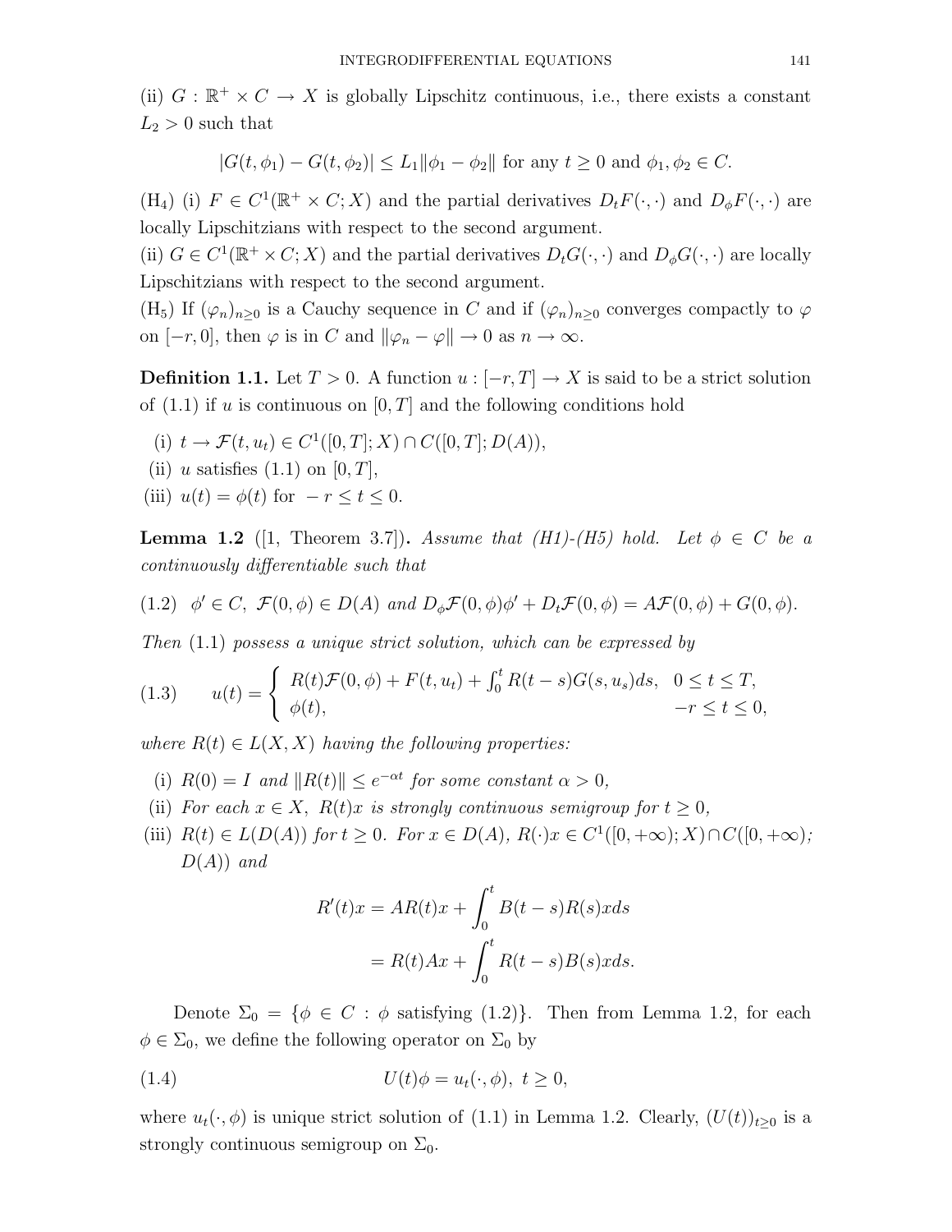(ii) $G : \mathbb{R}^+ \times C \to X$ is globally Lipschitz continuous, i.e., there exists a constant $L_2 > 0$ such that

$$|G(t, \phi_1) - G(t, \phi_2)| \leq L_1 \|\phi_1 - \phi_2\| \text{ for any } t \geq 0 \text{ and } \phi_1, \phi_2 \in C.$$

($H_4$) (i) $F \in C^1(\mathbb{R}^+ \times C; X)$ and the partial derivatives $D_t F(\cdot, \cdot)$ and $D_\phi F(\cdot, \cdot)$ are locally Lipschitzians with respect to the second argument.

(ii) $G \in C^1(\mathbb{R}^+ \times C; X)$ and the partial derivatives $D_t G(\cdot, \cdot)$ and $D_\phi G(\cdot, \cdot)$ are locally Lipschitzians with respect to the second argument.

($H_5$) If $(\varphi_n)_{n \geq 0}$ is a Cauchy sequence in $C$ and if $(\varphi_n)_{n \geq 0}$ converges compactly to $\varphi$ on $[-r, 0]$, then $\varphi$ is in $C$ and $\|\varphi_n - \varphi\| \to 0$ as $n \to \infty$.

**Definition 1.1.** Let $T > 0$. A function $u : [-r, T] \to X$ is said to be a strict solution of (1.1) if $u$ is continuous on $[0, T]$ and the following conditions hold

(i) $t \to \mathcal{F}(t, u_t) \in C^1([0, T]; X) \cap C([0, T]; D(A))$,

(ii) $u$ satisfies (1.1) on $[0, T]$,

(iii) $u(t) = \phi(t)$ for $-r \leq t \leq 0$.

**Lemma 1.2** ([1, Theorem 3.7])**.** *Assume that (H1)-(H5) hold. Let $\phi \in C$ be a continuously differentiable such that*

$$(1.2) \quad \phi' \in C,\ \mathcal{F}(0, \phi) \in D(A) \text{ and } D_\phi \mathcal{F}(0, \phi)\phi' + D_t \mathcal{F}(0, \phi) = A\mathcal{F}(0, \phi) + G(0, \phi).$$

*Then* (1.1) *possess a unique strict solution, which can be expressed by*

$$(1.3) \qquad u(t) = \begin{cases} R(t)\mathcal{F}(0, \phi) + F(t, u_t) + \int_0^t R(t-s) G(s, u_s) ds, & 0 \leq t \leq T, \\ \phi(t), & -r \leq t \leq 0, \end{cases}$$

*where $R(t) \in L(X, X)$ having the following properties:*

(i) *$R(0) = I$ and $\|R(t)\| \leq e^{-\alpha t}$ for some constant $\alpha > 0$,*

(ii) *For each $x \in X$, $R(t)x$ is strongly continuous semigroup for $t \geq 0$,*

(iii) *$R(t) \in L(D(A))$ for $t \geq 0$. For $x \in D(A)$, $R(\cdot)x \in C^1([0, +\infty); X) \cap C([0, +\infty); D(A))$ and*

$$\begin{aligned} R'(t)x &= AR(t)x + \int_0^t B(t-s)R(s)x ds \\ &= R(t)Ax + \int_0^t R(t-s)B(s)x ds. \end{aligned}$$

Denote $\Sigma_0 = \{\phi \in C : \phi \text{ satisfying } (1.2)\}$. Then from Lemma 1.2, for each $\phi \in \Sigma_0$, we define the following operator on $\Sigma_0$ by

$$(1.4) \qquad U(t)\phi = u_t(\cdot, \phi),\ t \geq 0,$$

where $u_t(\cdot, \phi)$ is unique strict solution of (1.1) in Lemma 1.2. Clearly, $(U(t))_{t \geq 0}$ is a strongly continuous semigroup on $\Sigma_0$.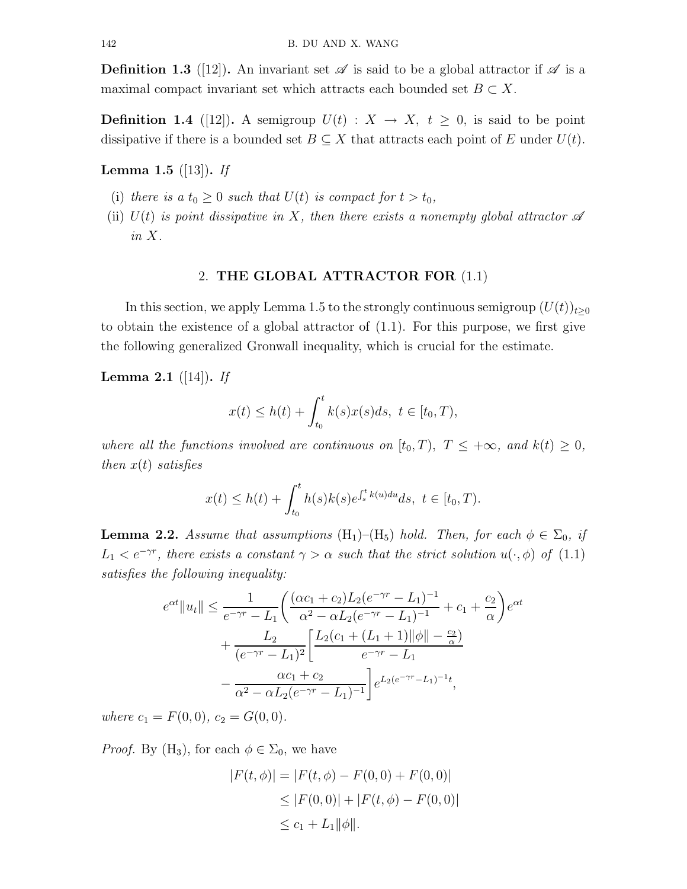**Definition 1.3** ([12])**.** An invariant set $\mathscr{A}$ is said to be a global attractor if $\mathscr{A}$ is a maximal compact invariant set which attracts each bounded set $B \subset X$.

**Definition 1.4** ([12])**.** A semigroup $U(t) : X \to X,\ t \geq 0$, is said to be point dissipative if there is a bounded set $B \subseteq X$ that attracts each point of $E$ under $U(t)$.

**Lemma 1.5** ([13])**.** *If*

- (i) *there is a $t_0 \geq 0$ such that $U(t)$ is compact for $t > t_0$,*
- (ii) *$U(t)$ is point dissipative in $X$, then there exists a nonempty global attractor $\mathscr{A}$ in $X$.*

## 2. THE GLOBAL ATTRACTOR FOR (1.1)

In this section, we apply Lemma 1.5 to the strongly continuous semigroup $(U(t))_{t\geq 0}$ to obtain the existence of a global attractor of (1.1). For this purpose, we first give the following generalized Gronwall inequality, which is crucial for the estimate.

**Lemma 2.1** ([14])**.** *If*

$$x(t) \leq h(t) + \int_{t_0}^{t} k(s)x(s)ds,\ t \in [t_0, T),$$

*where all the functions involved are continuous on $[t_0, T),\ T \leq +\infty$, and $k(t) \geq 0$, then $x(t)$ satisfies*

$$x(t) \leq h(t) + \int_{t_0}^{t} h(s)k(s)e^{\int_s^t k(u)du}ds,\ t \in [t_0, T).$$

**Lemma 2.2.** *Assume that assumptions* $(\mathrm{H}_1)$–$(\mathrm{H}_5)$ *hold. Then, for each $\phi \in \Sigma_0$, if $L_1 < e^{-\gamma r}$, there exists a constant $\gamma > \alpha$ such that the strict solution $u(\cdot, \phi)$ of* (1.1) *satisfies the following inequality:*

$$\begin{aligned}
e^{\alpha t}\|u_t\| \leq{}& \frac{1}{e^{-\gamma r} - L_1}\bigg(\frac{(\alpha c_1 + c_2)L_2(e^{-\gamma r} - L_1)^{-1}}{\alpha^2 - \alpha L_2(e^{-\gamma r} - L_1)^{-1}} + c_1 + \frac{c_2}{\alpha}\bigg)e^{\alpha t} \\
&+ \frac{L_2}{(e^{-\gamma r} - L_1)^2}\bigg[\frac{L_2(c_1 + (L_1 + 1)\|\phi\| - \frac{c_2}{\alpha})}{e^{-\gamma r} - L_1} \\
&- \frac{\alpha c_1 + c_2}{\alpha^2 - \alpha L_2(e^{-\gamma r} - L_1)^{-1}}\bigg]e^{L_2(e^{-\gamma r} - L_1)^{-1}t},
\end{aligned}$$

*where $c_1 = F(0,0)$, $c_2 = G(0,0)$.*

*Proof.* By $(\mathrm{H}_3)$, for each $\phi \in \Sigma_0$, we have

$$\begin{aligned}
|F(t,\phi)| &= |F(t,\phi) - F(0,0) + F(0,0)| \\
&\leq |F(0,0)| + |F(t,\phi) - F(0,0)| \\
&\leq c_1 + L_1\|\phi\|.
\end{aligned}$$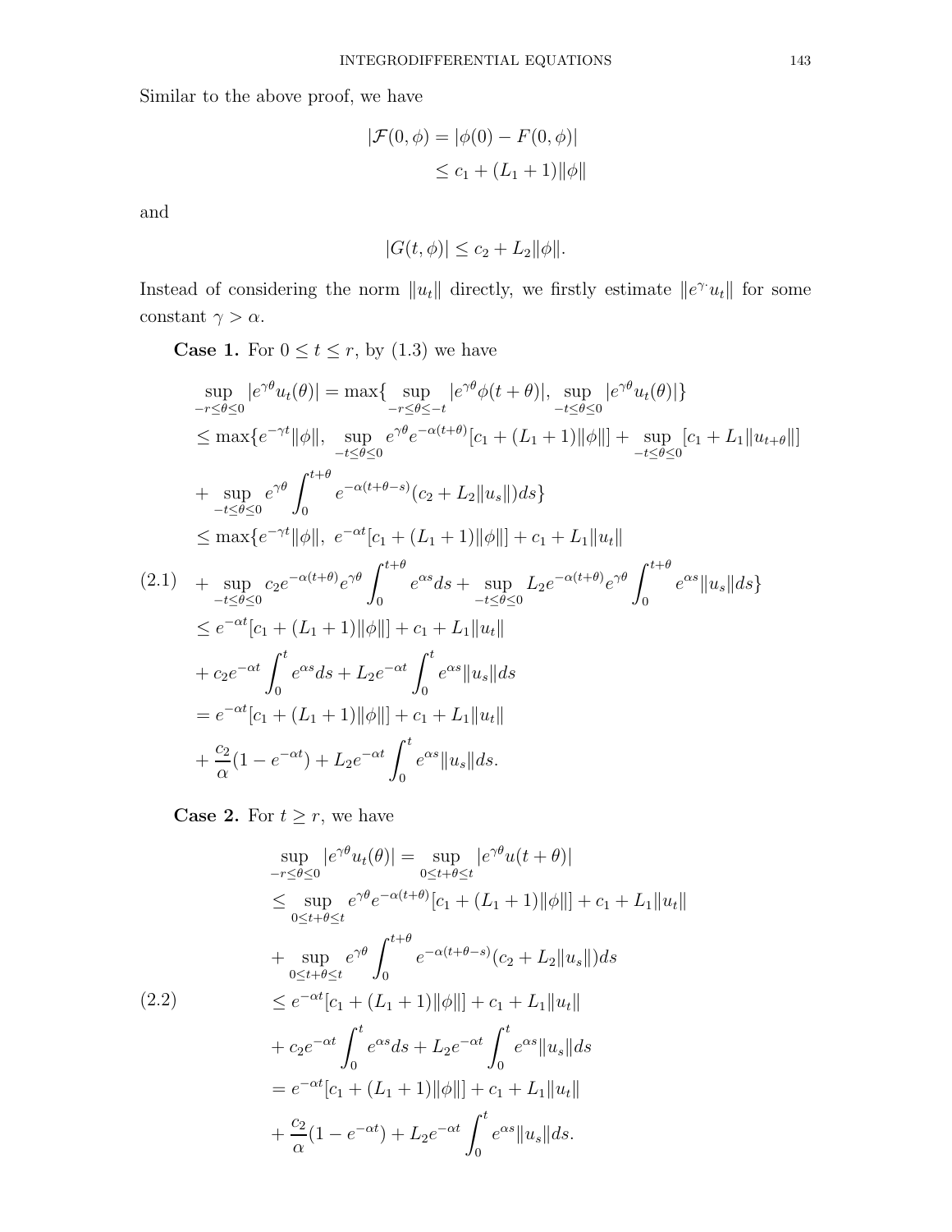Similar to the above proof, we have

$$
\begin{aligned}
|\mathcal{F}(0,\phi) &= |\phi(0) - F(0,\phi)| \\
&\leq c_1 + (L_1+1)\|\phi\|
\end{aligned}
$$

and

$$
|G(t,\phi)| \leq c_2 + L_2\|\phi\|.
$$

Instead of considering the norm $\|u_t\|$ directly, we firstly estimate $\|e^{\gamma \cdot} u_t\|$ for some constant $\gamma > \alpha$.

**Case 1.** For $0 \leq t \leq r$, by (1.3) we have

$$
\begin{aligned}
&\sup_{-r\leq\theta\leq 0} |e^{\gamma\theta} u_t(\theta)| = \max\{\sup_{-r\leq\theta\leq -t} |e^{\gamma\theta}\phi(t+\theta)|, \sup_{-t\leq\theta\leq 0} |e^{\gamma\theta} u_t(\theta)|\} \\
&\leq \max\{e^{-\gamma t}\|\phi\|, \sup_{-t\leq\theta\leq 0} e^{\gamma\theta} e^{-\alpha(t+\theta)}[c_1 + (L_1+1)\|\phi\|] + \sup_{-t\leq\theta\leq 0}[c_1 + L_1\|u_{t+\theta}\|] \\
&+ \sup_{-t\leq\theta\leq 0} e^{\gamma\theta} \int_0^{t+\theta} e^{-\alpha(t+\theta-s)}(c_2 + L_2\|u_s\|)ds\} \\
&\leq \max\{e^{-\gamma t}\|\phi\|, \ e^{-\alpha t}[c_1 + (L_1+1)\|\phi\|] + c_1 + L_1\|u_t\| \\
&+ \sup_{-t\leq\theta\leq 0} c_2 e^{-\alpha(t+\theta)} e^{\gamma\theta} \int_0^{t+\theta} e^{\alpha s} ds + \sup_{-t\leq\theta\leq 0} L_2 e^{-\alpha(t+\theta)} e^{\gamma\theta} \int_0^{t+\theta} e^{\alpha s}\|u_s\| ds\} \\
&\leq e^{-\alpha t}[c_1 + (L_1+1)\|\phi\|] + c_1 + L_1\|u_t\| \\
&+ c_2 e^{-\alpha t} \int_0^t e^{\alpha s} ds + L_2 e^{-\alpha t} \int_0^t e^{\alpha s}\|u_s\| ds \\
&= e^{-\alpha t}[c_1 + (L_1+1)\|\phi\|] + c_1 + L_1\|u_t\| \\
&+ \frac{c_2}{\alpha}(1 - e^{-\alpha t}) + L_2 e^{-\alpha t} \int_0^t e^{\alpha s}\|u_s\| ds.
\end{aligned} \tag{2.1}
$$

**Case 2.** For $t \geq r$, we have

$$
\begin{aligned}
&\sup_{-r\leq\theta\leq 0} |e^{\gamma\theta} u_t(\theta)| = \sup_{0\leq t+\theta\leq t} |e^{\gamma\theta} u(t+\theta)| \\
&\leq \sup_{0\leq t+\theta\leq t} e^{\gamma\theta} e^{-\alpha(t+\theta)}[c_1 + (L_1+1)\|\phi\|] + c_1 + L_1\|u_t\| \\
&+ \sup_{0\leq t+\theta\leq t} e^{\gamma\theta} \int_0^{t+\theta} e^{-\alpha(t+\theta-s)}(c_2 + L_2\|u_s\|)ds \\
&\leq e^{-\alpha t}[c_1 + (L_1+1)\|\phi\|] + c_1 + L_1\|u_t\| \\
&+ c_2 e^{-\alpha t} \int_0^t e^{\alpha s} ds + L_2 e^{-\alpha t} \int_0^t e^{\alpha s}\|u_s\| ds \\
&= e^{-\alpha t}[c_1 + (L_1+1)\|\phi\|] + c_1 + L_1\|u_t\| \\
&+ \frac{c_2}{\alpha}(1 - e^{-\alpha t}) + L_2 e^{-\alpha t} \int_0^t e^{\alpha s}\|u_s\| ds.
\end{aligned} \tag{2.2}
$$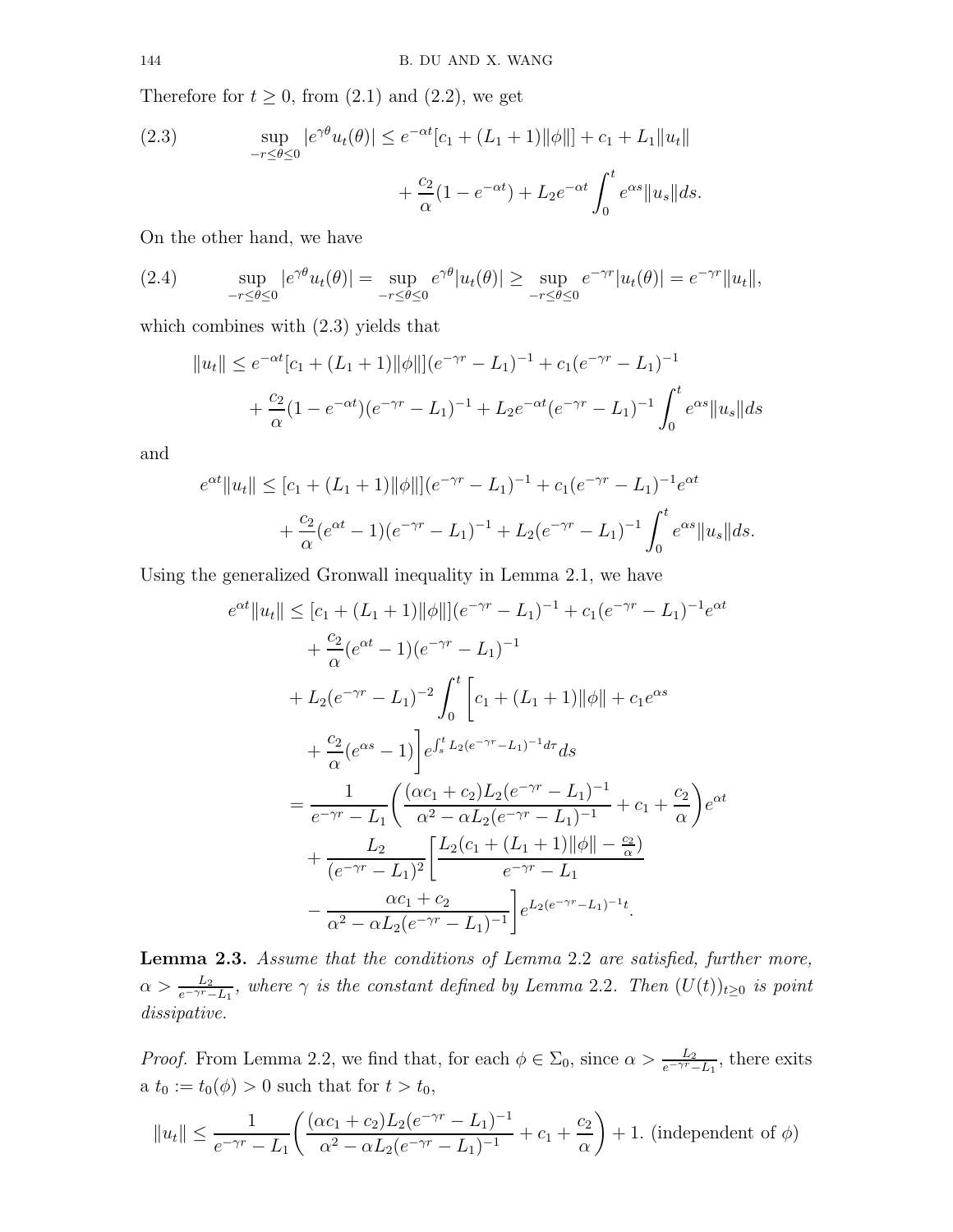Therefore for $t \geq 0$, from (2.1) and (2.2), we get

$$\sup_{-r\leq\theta\leq 0}|e^{\gamma\theta}u_t(\theta)| \leq e^{-\alpha t}[c_1 + (L_1+1)\|\phi\|] + c_1 + L_1\|u_t\| + \frac{c_2}{\alpha}(1-e^{-\alpha t}) + L_2 e^{-\alpha t}\int_0^t e^{\alpha s}\|u_s\|ds. \tag{2.3}$$

On the other hand, we have

$$\sup_{-r\leq\theta\leq 0}|e^{\gamma\theta}u_t(\theta)| = \sup_{-r\leq\theta\leq 0}e^{\gamma\theta}|u_t(\theta)| \geq \sup_{-r\leq\theta\leq 0}e^{-\gamma r}|u_t(\theta)| = e^{-\gamma r}\|u_t\|, \tag{2.4}$$

which combines with (2.3) yields that

$$\|u_t\| \leq e^{-\alpha t}[c_1 + (L_1+1)\|\phi\|](e^{-\gamma r}-L_1)^{-1} + c_1(e^{-\gamma r}-L_1)^{-1} + \frac{c_2}{\alpha}(1-e^{-\alpha t})(e^{-\gamma r}-L_1)^{-1} + L_2 e^{-\alpha t}(e^{-\gamma r}-L_1)^{-1}\int_0^t e^{\alpha s}\|u_s\|ds$$

and

$$e^{\alpha t}\|u_t\| \leq [c_1 + (L_1+1)\|\phi\|](e^{-\gamma r}-L_1)^{-1} + c_1(e^{-\gamma r}-L_1)^{-1}e^{\alpha t} + \frac{c_2}{\alpha}(e^{\alpha t}-1)(e^{-\gamma r}-L_1)^{-1} + L_2(e^{-\gamma r}-L_1)^{-1}\int_0^t e^{\alpha s}\|u_s\|ds.$$

Using the generalized Gronwall inequality in Lemma 2.1, we have

$$\begin{aligned}
e^{\alpha t}\|u_t\| &\leq [c_1 + (L_1+1)\|\phi\|](e^{-\gamma r}-L_1)^{-1} + c_1(e^{-\gamma r}-L_1)^{-1}e^{\alpha t} \\
&\quad + \frac{c_2}{\alpha}(e^{\alpha t}-1)(e^{-\gamma r}-L_1)^{-1} \\
&\quad + L_2(e^{-\gamma r}-L_1)^{-2}\int_0^t \bigg[c_1 + (L_1+1)\|\phi\| + c_1 e^{\alpha s} \\
&\quad + \frac{c_2}{\alpha}(e^{\alpha s}-1)\bigg]e^{\int_s^t L_2(e^{-\gamma r}-L_1)^{-1}d\tau}ds \\
&= \frac{1}{e^{-\gamma r}-L_1}\bigg(\frac{(\alpha c_1 + c_2)L_2(e^{-\gamma r}-L_1)^{-1}}{\alpha^2 - \alpha L_2(e^{-\gamma r}-L_1)^{-1}} + c_1 + \frac{c_2}{\alpha}\bigg)e^{\alpha t} \\
&\quad + \frac{L_2}{(e^{-\gamma r}-L_1)^2}\bigg[\frac{L_2(c_1 + (L_1+1)\|\phi\| - \frac{c_2}{\alpha})}{e^{-\gamma r}-L_1} \\
&\quad - \frac{\alpha c_1 + c_2}{\alpha^2 - \alpha L_2(e^{-\gamma r}-L_1)^{-1}}\bigg]e^{L_2(e^{-\gamma r}-L_1)^{-1}t}.
\end{aligned}$$

**Lemma 2.3.** *Assume that the conditions of Lemma* 2.2 *are satisfied, further more,* $\alpha > \frac{L_2}{e^{-\gamma r}-L_1}$, *where* $\gamma$ *is the constant defined by Lemma* 2.2*. Then* $(U(t))_{t\geq 0}$ *is point dissipative.*

*Proof.* From Lemma 2.2, we find that, for each $\phi \in \Sigma_0$, since $\alpha > \frac{L_2}{e^{-\gamma r}-L_1}$, there exits a $t_0 := t_0(\phi) > 0$ such that for $t > t_0$,

$$\|u_t\| \leq \frac{1}{e^{-\gamma r}-L_1}\bigg(\frac{(\alpha c_1 + c_2)L_2(e^{-\gamma r}-L_1)^{-1}}{\alpha^2 - \alpha L_2(e^{-\gamma r}-L_1)^{-1}} + c_1 + \frac{c_2}{\alpha}\bigg) + 1. \text{ (independent of } \phi\text{)}$$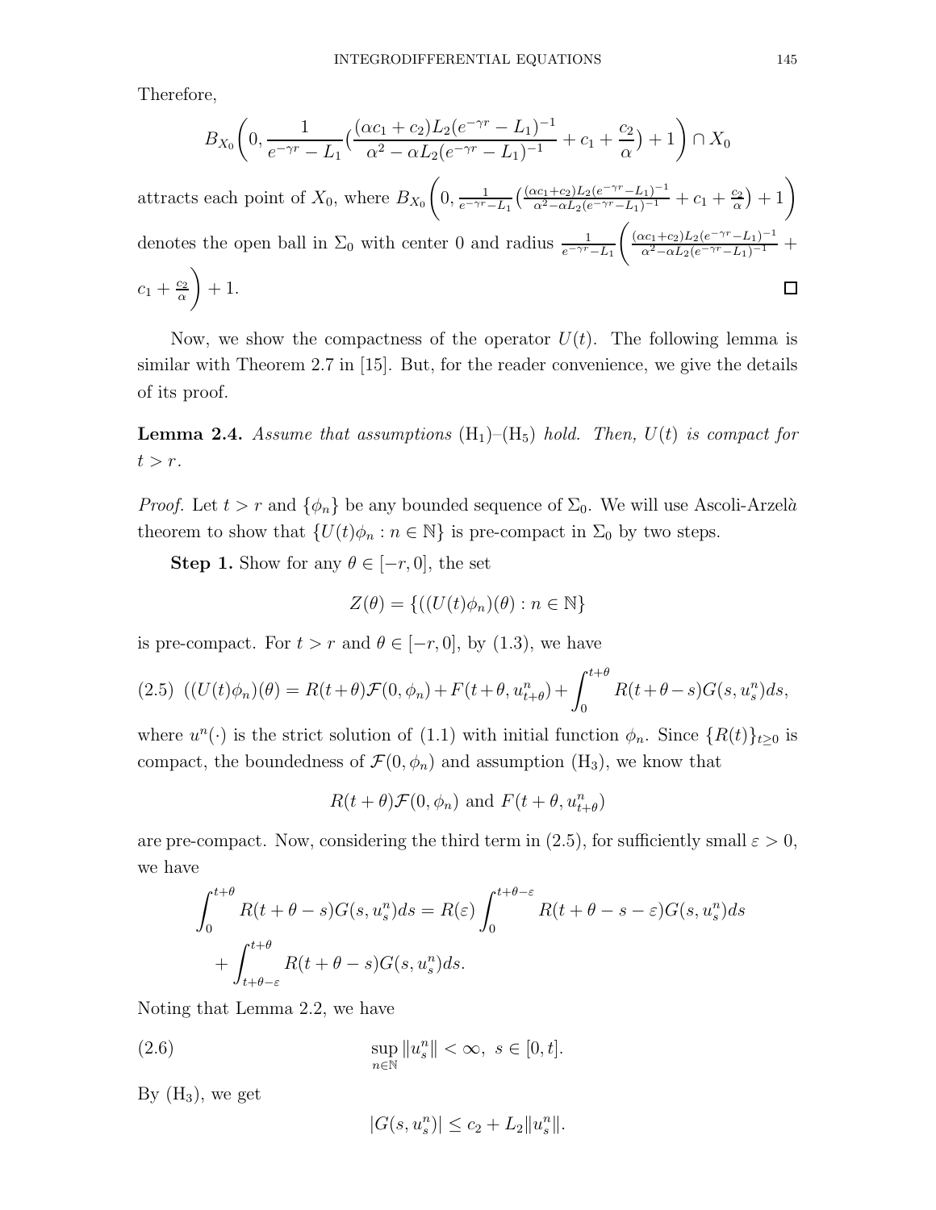Therefore,

$$B_{X_0}\left(0, \frac{1}{e^{-\gamma r} - L_1}\Big(\frac{(\alpha c_1 + c_2)L_2(e^{-\gamma r} - L_1)^{-1}}{\alpha^2 - \alpha L_2(e^{-\gamma r} - L_1)^{-1}} + c_1 + \frac{c_2}{\alpha}\Big) + 1\right) \cap X_0$$

attracts each point of $X_0$, where $B_{X_0}\left(0, \frac{1}{e^{-\gamma r} - L_1}\Big(\frac{(\alpha c_1 + c_2)L_2(e^{-\gamma r} - L_1)^{-1}}{\alpha^2 - \alpha L_2(e^{-\gamma r} - L_1)^{-1}} + c_1 + \frac{c_2}{\alpha}\Big) + 1\right)$ denotes the open ball in $\Sigma_0$ with center 0 and radius $\frac{1}{e^{-\gamma r} - L_1}\left(\frac{(\alpha c_1 + c_2)L_2(e^{-\gamma r} - L_1)^{-1}}{\alpha^2 - \alpha L_2(e^{-\gamma r} - L_1)^{-1}} + c_1 + \frac{c_2}{\alpha}\right) + 1$. $\square$

Now, we show the compactness of the operator $U(t)$. The following lemma is similar with Theorem 2.7 in [15]. But, for the reader convenience, we give the details of its proof.

**Lemma 2.4.** *Assume that assumptions* $(\mathrm{H}_1)$–$(\mathrm{H}_5)$ *hold. Then,* $U(t)$ *is compact for* $t > r$.

*Proof.* Let $t > r$ and $\{\phi_n\}$ be any bounded sequence of $\Sigma_0$. We will use Ascoli-Arzelà theorem to show that $\{U(t)\phi_n : n \in \mathbb{N}\}$ is pre-compact in $\Sigma_0$ by two steps.

**Step 1.** Show for any $\theta \in [-r, 0]$, the set

$$Z(\theta) = \{((U(t)\phi_n)(\theta) : n \in \mathbb{N}\}$$

is pre-compact. For $t > r$ and $\theta \in [-r, 0]$, by (1.3), we have

$$((U(t)\phi_n)(\theta) = R(t+\theta)\mathcal{F}(0, \phi_n) + F(t+\theta, u^n_{t+\theta}) + \int_0^{t+\theta} R(t+\theta-s)G(s, u^n_s)ds, \tag{2.5}$$

where $u^n(\cdot)$ is the strict solution of (1.1) with initial function $\phi_n$. Since $\{R(t)\}_{t\geq 0}$ is compact, the boundedness of $\mathcal{F}(0, \phi_n)$ and assumption $(\mathrm{H}_3)$, we know that

$$R(t+\theta)\mathcal{F}(0, \phi_n) \text{ and } F(t+\theta, u^n_{t+\theta})$$

are pre-compact. Now, considering the third term in (2.5), for sufficiently small $\varepsilon > 0$, we have

$$\begin{aligned}\int_0^{t+\theta} R(t+\theta-s)G(s, u^n_s)ds &= R(\varepsilon)\int_0^{t+\theta-\varepsilon} R(t+\theta-s-\varepsilon)G(s, u^n_s)ds \\ &+ \int_{t+\theta-\varepsilon}^{t+\theta} R(t+\theta-s)G(s, u^n_s)ds.\end{aligned}$$

Noting that Lemma 2.2, we have

$$\sup_{n\in\mathbb{N}} \|u^n_s\| < \infty, \ s \in [0, t]. \tag{2.6}$$

By $(\mathrm{H}_3)$, we get

$$|G(s, u^n_s)| \leq c_2 + L_2\|u^n_s\|.$$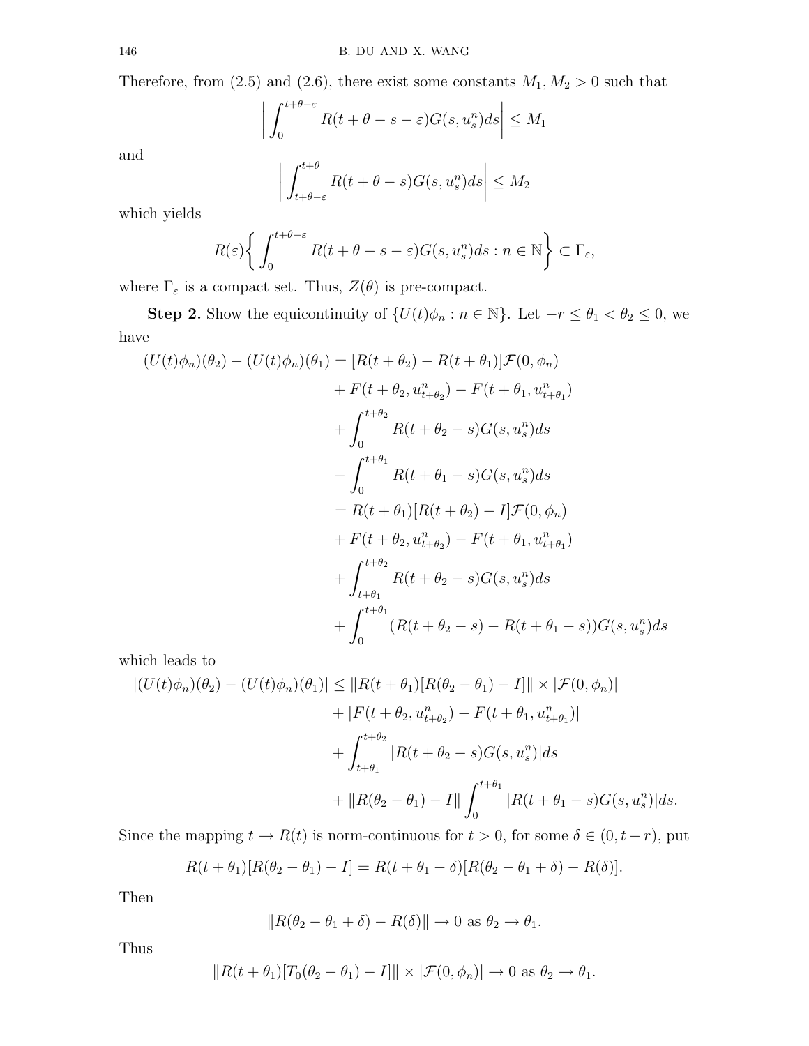Therefore, from (2.5) and (2.6), there exist some constants $M_1, M_2 > 0$ such that

$$\left| \int_0^{t+\theta-\varepsilon} R(t+\theta-s-\varepsilon)G(s, u_s^n)ds \right| \leq M_1$$

and

$$\left| \int_{t+\theta-\varepsilon}^{t+\theta} R(t+\theta-s)G(s, u_s^n)ds \right| \leq M_2$$

which yields

$$R(\varepsilon)\left\{ \int_0^{t+\theta-\varepsilon} R(t+\theta-s-\varepsilon)G(s, u_s^n)ds : n \in \mathbb{N} \right\} \subset \Gamma_\varepsilon,$$

where $\Gamma_\varepsilon$ is a compact set. Thus, $Z(\theta)$ is pre-compact.

**Step 2.** Show the equicontinuity of $\{U(t)\phi_n : n \in \mathbb{N}\}$. Let $-r \leq \theta_1 < \theta_2 \leq 0$, we have

$$\begin{aligned}
(U(t)\phi_n)(\theta_2) - (U(t)\phi_n)(\theta_1) &= [R(t+\theta_2) - R(t+\theta_1)]\mathcal{F}(0, \phi_n) \\
&+ F(t+\theta_2, u_{t+\theta_2}^n) - F(t+\theta_1, u_{t+\theta_1}^n) \\
&+ \int_0^{t+\theta_2} R(t+\theta_2-s)G(s, u_s^n)ds \\
&- \int_0^{t+\theta_1} R(t+\theta_1-s)G(s, u_s^n)ds \\
&= R(t+\theta_1)[R(t+\theta_2) - I]\mathcal{F}(0, \phi_n) \\
&+ F(t+\theta_2, u_{t+\theta_2}^n) - F(t+\theta_1, u_{t+\theta_1}^n) \\
&+ \int_{t+\theta_1}^{t+\theta_2} R(t+\theta_2-s)G(s, u_s^n)ds \\
&+ \int_0^{t+\theta_1} (R(t+\theta_2-s) - R(t+\theta_1-s))G(s, u_s^n)ds
\end{aligned}$$

which leads to

$$\begin{aligned}
|(U(t)\phi_n)(\theta_2) - (U(t)\phi_n)(\theta_1)| &\leq \|R(t+\theta_1)[R(\theta_2-\theta_1) - I]\| \times |\mathcal{F}(0, \phi_n)| \\
&+ |F(t+\theta_2, u_{t+\theta_2}^n) - F(t+\theta_1, u_{t+\theta_1}^n)| \\
&+ \int_{t+\theta_1}^{t+\theta_2} |R(t+\theta_2-s)G(s, u_s^n)|ds \\
&+ \|R(\theta_2-\theta_1) - I\| \int_0^{t+\theta_1} |R(t+\theta_1-s)G(s, u_s^n)|ds.
\end{aligned}$$

Since the mapping $t \to R(t)$ is norm-continuous for $t > 0$, for some $\delta \in (0, t-r)$, put

$$R(t+\theta_1)[R(\theta_2-\theta_1) - I] = R(t+\theta_1-\delta)[R(\theta_2-\theta_1+\delta) - R(\delta)].$$

Then

$$\|R(\theta_2-\theta_1+\delta) - R(\delta)\| \to 0 \text{ as } \theta_2 \to \theta_1.$$

Thus

$$\|R(t+\theta_1)[T_0(\theta_2-\theta_1) - I]\| \times |\mathcal{F}(0, \phi_n)| \to 0 \text{ as } \theta_2 \to \theta_1.$$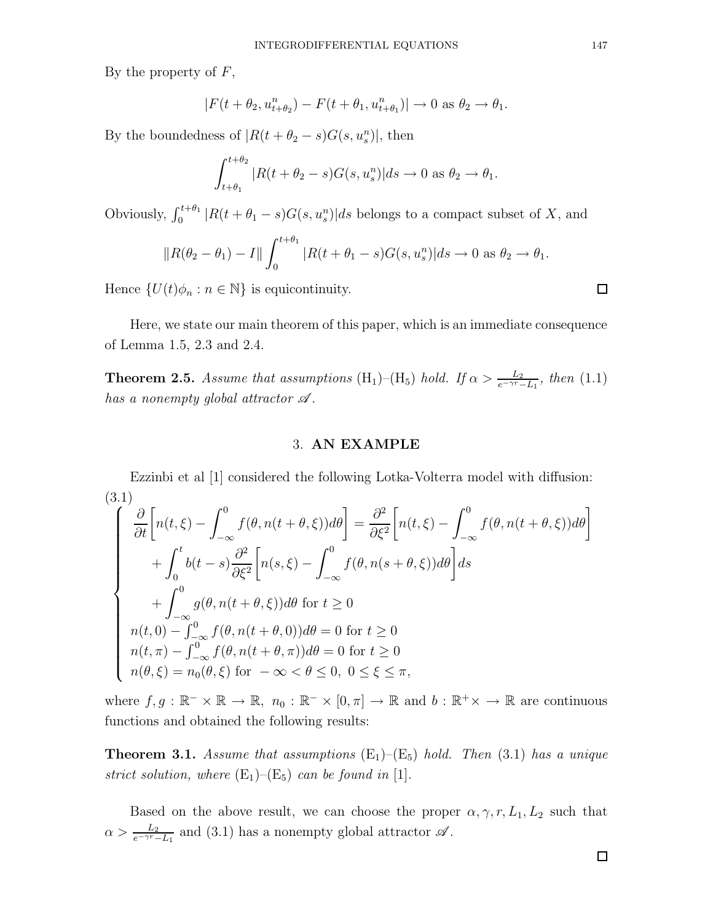By the property of $F$,

$$|F(t+\theta_2, u^n_{t+\theta_2}) - F(t+\theta_1, u^n_{t+\theta_1})| \to 0 \text{ as } \theta_2 \to \theta_1.$$

By the boundedness of $|R(t+\theta_2 - s)G(s, u^n_s)|$, then

$$\int_{t+\theta_1}^{t+\theta_2} |R(t+\theta_2 - s)G(s, u^n_s)| ds \to 0 \text{ as } \theta_2 \to \theta_1.$$

Obviously, $\int_0^{t+\theta_1} |R(t+\theta_1 - s)G(s, u^n_s)| ds$ belongs to a compact subset of $X$, and

$$\|R(\theta_2 - \theta_1) - I\| \int_0^{t+\theta_1} |R(t+\theta_1 - s)G(s, u^n_s)| ds \to 0 \text{ as } \theta_2 \to \theta_1.$$

Hence $\{U(t)\phi_n : n \in \mathbb{N}\}$ is equicontinuity. □

Here, we state our main theorem of this paper, which is an immediate consequence of Lemma 1.5, 2.3 and 2.4.

**Theorem 2.5.** *Assume that assumptions* $(\mathrm{H}_1)$–$(\mathrm{H}_5)$ *hold. If* $\alpha > \frac{L_2}{e^{-\gamma r} - L_1}$, *then* (1.1) *has a nonempty global attractor* $\mathscr{A}$.

## 3. AN EXAMPLE

Ezzinbi et al [1] considered the following Lotka-Volterra model with diffusion:

(3.1)
$$\begin{cases} \dfrac{\partial}{\partial t}\left[n(t,\xi) - \displaystyle\int_{-\infty}^0 f(\theta, n(t+\theta,\xi))d\theta\right] = \dfrac{\partial^2}{\partial \xi^2}\left[n(t,\xi) - \displaystyle\int_{-\infty}^0 f(\theta, n(t+\theta,\xi))d\theta\right] \\ \quad + \displaystyle\int_0^t b(t-s)\dfrac{\partial^2}{\partial \xi^2}\left[n(s,\xi) - \displaystyle\int_{-\infty}^0 f(\theta, n(s+\theta,\xi))d\theta\right]ds \\ \quad + \displaystyle\int_{-\infty}^0 g(\theta, n(t+\theta,\xi))d\theta \text{ for } t \geq 0 \\ n(t,0) - \int_{-\infty}^0 f(\theta, n(t+\theta,0))d\theta = 0 \text{ for } t \geq 0 \\ n(t,\pi) - \int_{-\infty}^0 f(\theta, n(t+\theta,\pi))d\theta = 0 \text{ for } t \geq 0 \\ n(\theta,\xi) = n_0(\theta,\xi) \text{ for } -\infty < \theta \leq 0,\ 0 \leq \xi \leq \pi, \end{cases}$$

where $f, g : \mathbb{R}^- \times \mathbb{R} \to \mathbb{R}$, $n_0 : \mathbb{R}^- \times [0,\pi] \to \mathbb{R}$ and $b : \mathbb{R}^+ \times \to \mathbb{R}$ are continuous functions and obtained the following results:

**Theorem 3.1.** *Assume that assumptions* $(\mathrm{E}_1)$–$(\mathrm{E}_5)$ *hold. Then* (3.1) *has a unique strict solution, where* $(\mathrm{E}_1)$–$(\mathrm{E}_5)$ *can be found in* [1].

Based on the above result, we can choose the proper $\alpha, \gamma, r, L_1, L_2$ such that $\alpha > \frac{L_2}{e^{-\gamma r} - L_1}$ and (3.1) has a nonempty global attractor $\mathscr{A}$.

□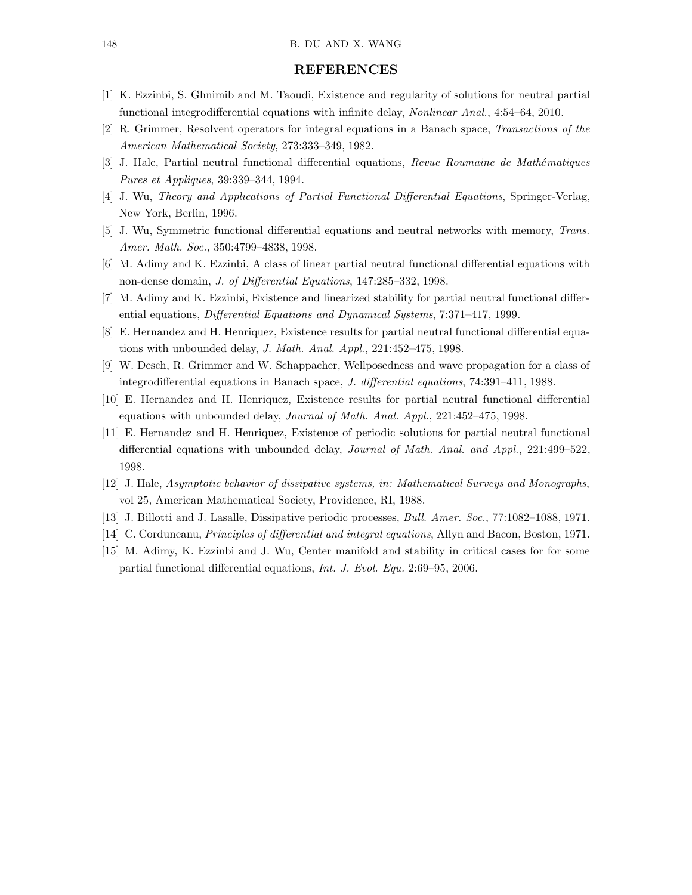## REFERENCES

[1] K. Ezzinbi, S. Ghnimib and M. Taoudi, Existence and regularity of solutions for neutral partial functional integrodifferential equations with infinite delay, *Nonlinear Anal.*, 4:54–64, 2010.

[2] R. Grimmer, Resolvent operators for integral equations in a Banach space, *Transactions of the American Mathematical Society*, 273:333–349, 1982.

[3] J. Hale, Partial neutral functional differential equations, *Revue Roumaine de Mathématiques Pures et Appliques*, 39:339–344, 1994.

[4] J. Wu, *Theory and Applications of Partial Functional Differential Equations*, Springer-Verlag, New York, Berlin, 1996.

[5] J. Wu, Symmetric functional differential equations and neutral networks with memory, *Trans. Amer. Math. Soc.*, 350:4799–4838, 1998.

[6] M. Adimy and K. Ezzinbi, A class of linear partial neutral functional differential equations with non-dense domain, *J. of Differential Equations*, 147:285–332, 1998.

[7] M. Adimy and K. Ezzinbi, Existence and linearized stability for partial neutral functional differential equations, *Differential Equations and Dynamical Systems*, 7:371–417, 1999.

[8] E. Hernandez and H. Henriquez, Existence results for partial neutral functional differential equations with unbounded delay, *J. Math. Anal. Appl.*, 221:452–475, 1998.

[9] W. Desch, R. Grimmer and W. Schappacher, Wellposedness and wave propagation for a class of integrodifferential equations in Banach space, *J. differential equations*, 74:391–411, 1988.

[10] E. Hernandez and H. Henriquez, Existence results for partial neutral functional differential equations with unbounded delay, *Journal of Math. Anal. Appl.*, 221:452–475, 1998.

[11] E. Hernandez and H. Henriquez, Existence of periodic solutions for partial neutral functional differential equations with unbounded delay, *Journal of Math. Anal. and Appl.*, 221:499–522, 1998.

[12] J. Hale, *Asymptotic behavior of dissipative systems, in: Mathematical Surveys and Monographs*, vol 25, American Mathematical Society, Providence, RI, 1988.

[13] J. Billotti and J. Lasalle, Dissipative periodic processes, *Bull. Amer. Soc.*, 77:1082–1088, 1971.

[14] C. Corduneanu, *Principles of differential and integral equations*, Allyn and Bacon, Boston, 1971.

[15] M. Adimy, K. Ezzinbi and J. Wu, Center manifold and stability in critical cases for for some partial functional differential equations, *Int. J. Evol. Equ.* 2:69–95, 2006.